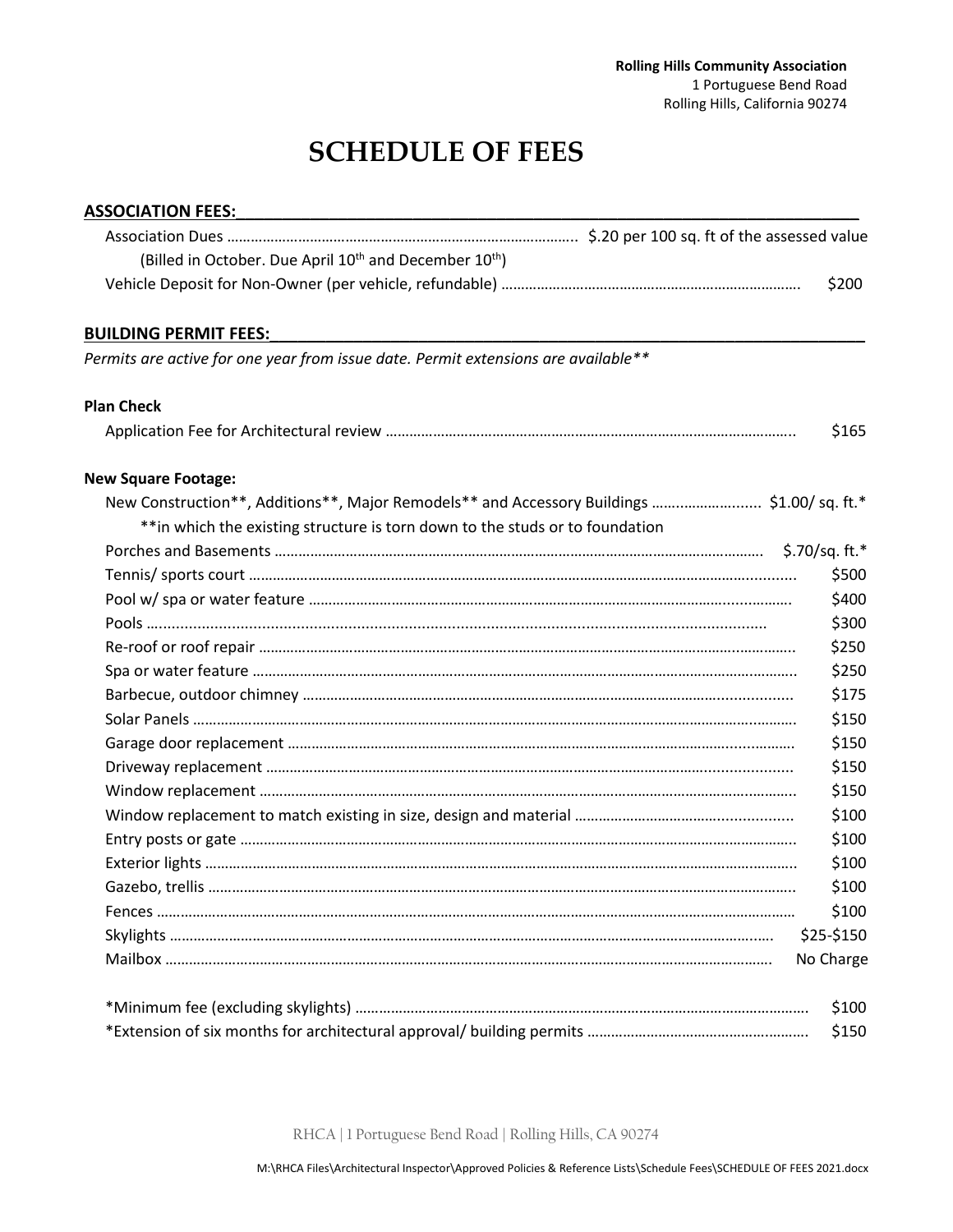**Rolling Hills Community Association**
1 Portuguese Bend Road
Rolling Hills, California 90274

# SCHEDULE OF FEES

## ASSOCIATION FEES:

| Item | Fee |
|---|---|
| Association Dues (Billed in October. Due April 10th and December 10th) | $.20 per 100 sq. ft of the assessed value |
| Vehicle Deposit for Non-Owner (per vehicle, refundable) | $200 |

## BUILDING PERMIT FEES:

*Permits are active for one year from issue date. Permit extensions are available***

### Plan Check

| Item | Fee |
|---|---|
| Application Fee for Architectural review | $165 |

### New Square Footage:

| Item | Fee |
|---|---|
| New Construction**, Additions**, Major Remodels** and Accessory Buildings (**in which the existing structure is torn down to the studs or to foundation) | $1.00/ sq. ft.* |
| Porches and Basements | $.70/sq. ft.* |
| Tennis/ sports court | $500 |
| Pool w/ spa or water feature | $400 |
| Pools | $300 |
| Re-roof or roof repair | $250 |
| Spa or water feature | $250 |
| Barbecue, outdoor chimney | $175 |
| Solar Panels | $150 |
| Garage door replacement | $150 |
| Driveway replacement | $150 |
| Window replacement | $150 |
| Window replacement to match existing in size, design and material | $100 |
| Entry posts or gate | $100 |
| Exterior lights | $100 |
| Gazebo, trellis | $100 |
| Fences | $100 |
| Skylights | $25-$150 |
| Mailbox | No Charge |

| Item | Fee |
|---|---|
| *Minimum fee (excluding skylights) | $100 |
| *Extension of six months for architectural approval/ building permits | $150 |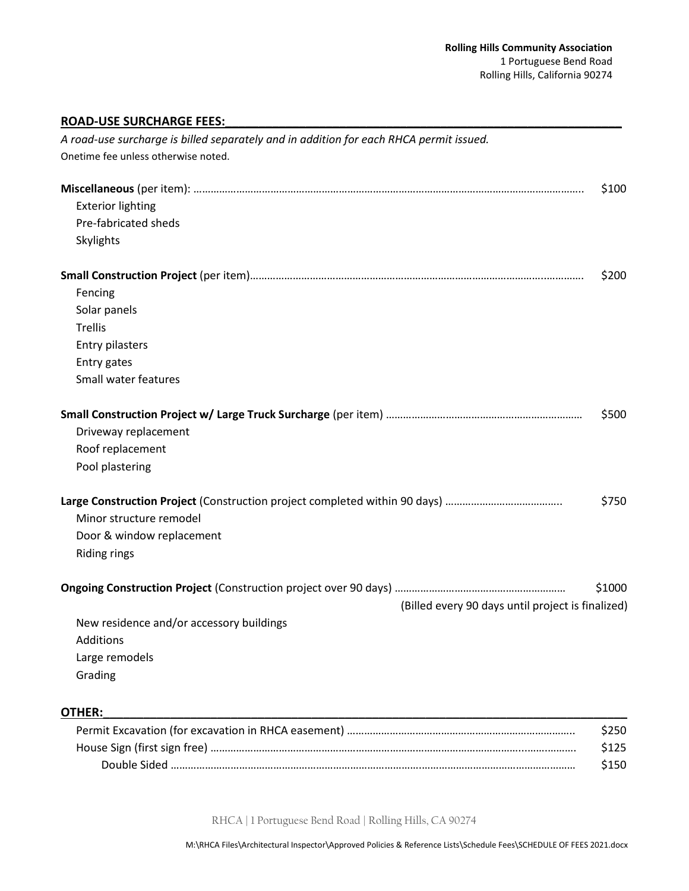**Rolling Hills Community Association**
1 Portuguese Bend Road
Rolling Hills, California 90274

## ROAD-USE SURCHARGE FEES:

*A road-use surcharge is billed separately and in addition for each RHCA permit issued.*
Onetime fee unless otherwise noted.

**Miscellaneous** (per item): ............................................................ $100
- Exterior lighting
- Pre-fabricated sheds
- Skylights

**Small Construction Project** (per item)............................................................ $200
- Fencing
- Solar panels
- Trellis
- Entry pilasters
- Entry gates
- Small water features

**Small Construction Project w/ Large Truck Surcharge** (per item) ............................................................ $500
- Driveway replacement
- Roof replacement
- Pool plastering

**Large Construction Project** (Construction project completed within 90 days) ............................................................ $750
- Minor structure remodel
- Door & window replacement
- Riding rings

**Ongoing Construction Project** (Construction project over 90 days) ............................................................ $1000
(Billed every 90 days until project is finalized)
- New residence and/or accessory buildings
- Additions
- Large remodels
- Grading

## OTHER:

Permit Excavation (for excavation in RHCA easement) ............................................................ $250
House Sign (first sign free) ............................................................ $125
Double Sided ............................................................ $150